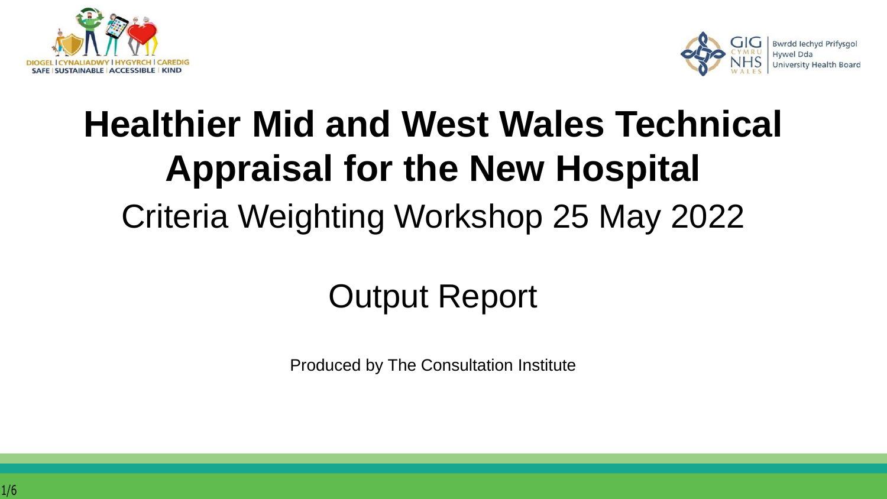DIOGEL | CYNALIADWY | HYGYRCH | CAREDIG
SAFE | SUSTAINABLE | ACCESSIBLE | KIND

GIG CYMRU NHS WALES | Bwrdd Iechyd Prifysgol Hywel Dda University Health Board

# Healthier Mid and West Wales Technical Appraisal for the New Hospital

## Criteria Weighting Workshop 25 May 2022

## Output Report

Produced by The Consultation Institute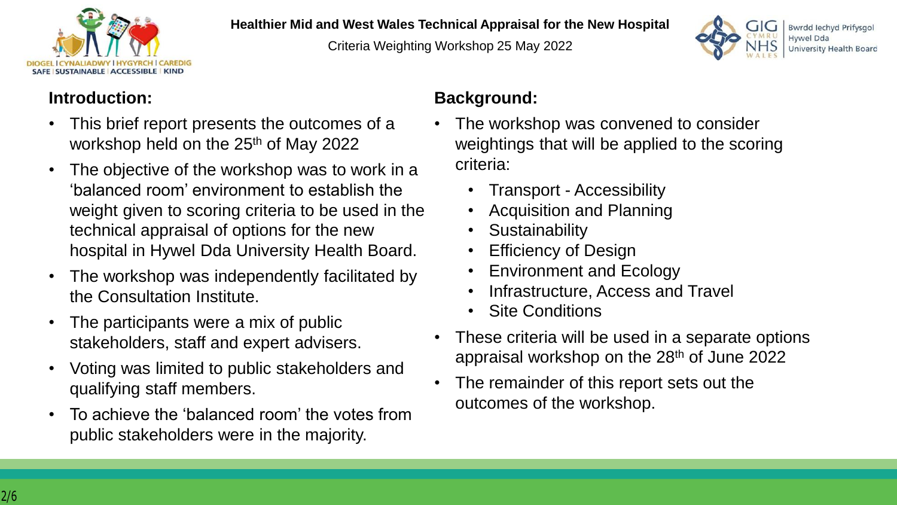## Introduction:

- This brief report presents the outcomes of a workshop held on the 25th of May 2022
- The objective of the workshop was to work in a 'balanced room' environment to establish the weight given to scoring criteria to be used in the technical appraisal of options for the new hospital in Hywel Dda University Health Board.
- The workshop was independently facilitated by the Consultation Institute.
- The participants were a mix of public stakeholders, staff and expert advisers.
- Voting was limited to public stakeholders and qualifying staff members.
- To achieve the 'balanced room' the votes from public stakeholders were in the majority.

## Background:

- The workshop was convened to consider weightings that will be applied to the scoring criteria:
  - Transport - Accessibility
  - Acquisition and Planning
  - Sustainability
  - Efficiency of Design
  - Environment and Ecology
  - Infrastructure, Access and Travel
  - Site Conditions
- These criteria will be used in a separate options appraisal workshop on the 28th of June 2022
- The remainder of this report sets out the outcomes of the workshop.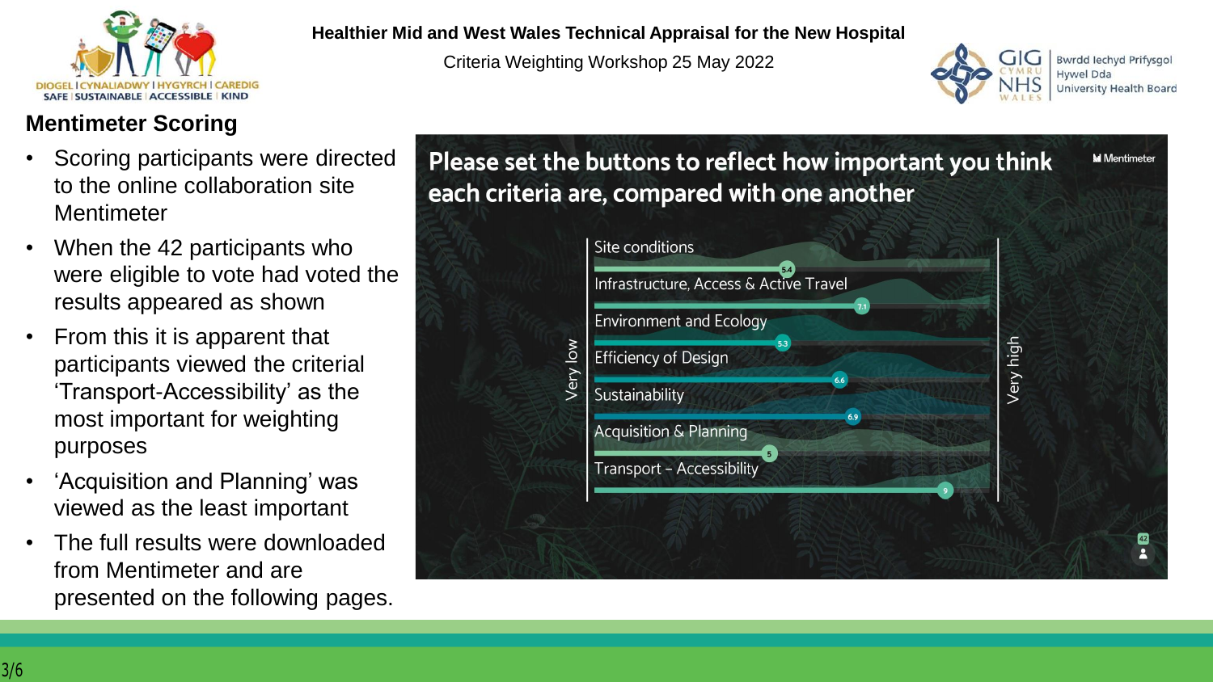**Healthier Mid and West Wales Technical Appraisal for the New Hospital**

Criteria Weighting Workshop 25 May 2022

## Mentimeter Scoring

- Scoring participants were directed to the online collaboration site Mentimeter
- When the 42 participants who were eligible to vote had voted the results appeared as shown
- From this it is apparent that participants viewed the criterial 'Transport-Accessibility' as the most important for weighting purposes
- 'Acquisition and Planning' was viewed as the least important
- The full results were downloaded from Mentimeter and are presented on the following pages.

**Please set the buttons to reflect how important you think each criteria are, compared with one another**

| Criteria (Very low – Very high) | Score |
|---|---|
| Site conditions | 5.4 |
| Infrastructure, Access & Active Travel | 7.1 |
| Environment and Ecology | 5.3 |
| Efficiency of Design | 6.6 |
| Sustainability | 6.9 |
| Acquisition & Planning | 5 |
| Transport – Accessibility | 9 |

Participants: 42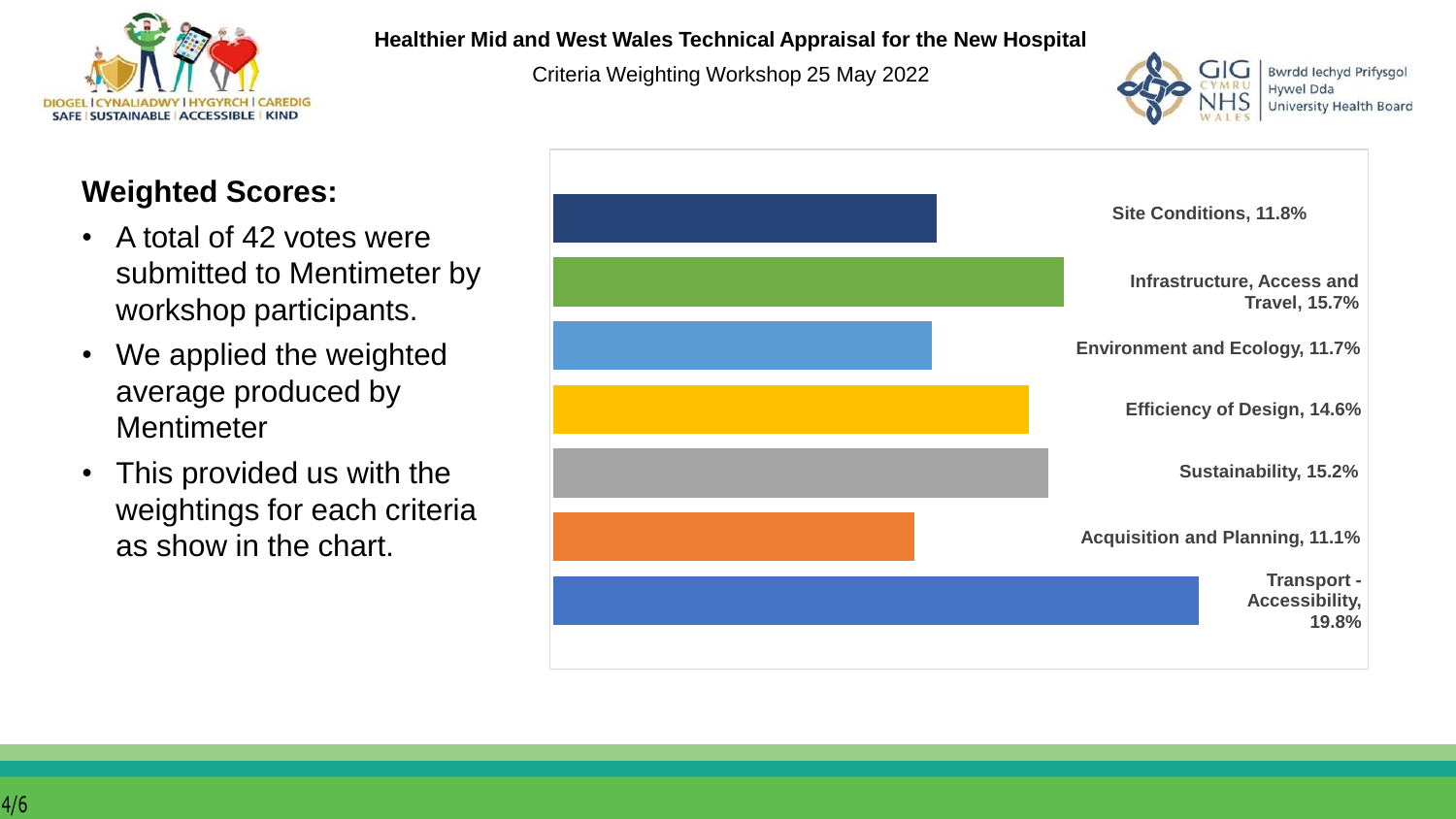**Healthier Mid and West Wales Technical Appraisal for the New Hospital**

Criteria Weighting Workshop 25 May 2022

## Weighted Scores:

- A total of 42 votes were submitted to Mentimeter by workshop participants.
- We applied the weighted average produced by Mentimeter
- This provided us with the weightings for each criteria as show in the chart.

| Criteria | Weighting |
| --- | --- |
| Site Conditions | 11.8% |
| Infrastructure, Access and Travel | 15.7% |
| Environment and Ecology | 11.7% |
| Efficiency of Design | 14.6% |
| Sustainability | 15.2% |
| Acquisition and Planning | 11.1% |
| Transport - Accessibility | 19.8% |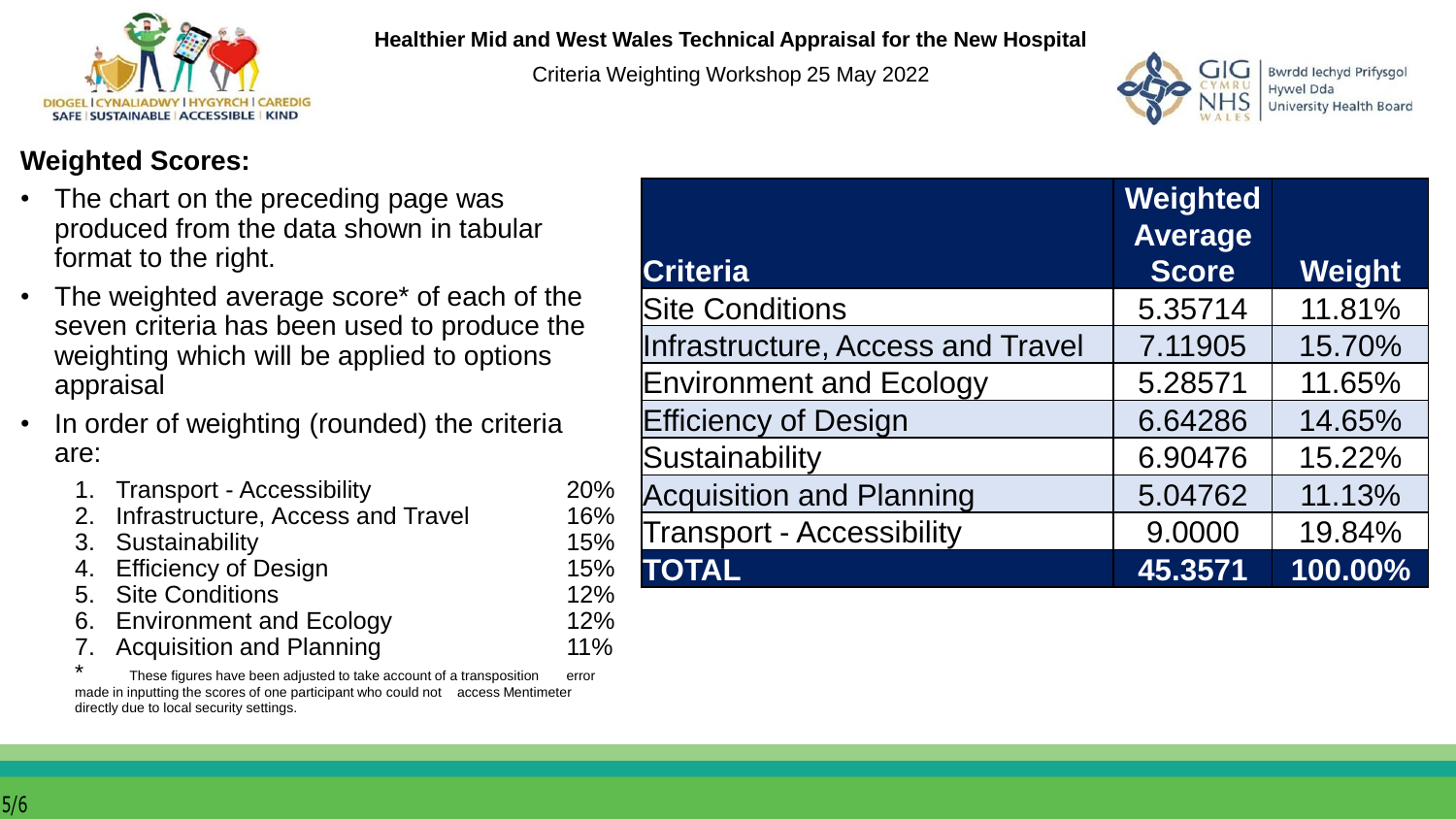Healthier Mid and West Wales Technical Appraisal for the New Hospital

Criteria Weighting Workshop 25 May 2022

## Weighted Scores:

- The chart on the preceding page was produced from the data shown in tabular format to the right.
- The weighted average score* of each of the seven criteria has been used to produce the weighting which will be applied to options appraisal
- In order of weighting (rounded) the criteria are:
  1. Transport - Accessibility 20%
  2. Infrastructure, Access and Travel 16%
  3. Sustainability 15%
  4. Efficiency of Design 15%
  5. Site Conditions 12%
  6. Environment and Ecology 12%
  7. Acquisition and Planning 11%

\* These figures have been adjusted to take account of a transposition error made in inputting the scores of one participant who could not access Mentimeter directly due to local security settings.

| Criteria | Weighted Average Score | Weight |
|---|---|---|
| Site Conditions | 5.35714 | 11.81% |
| Infrastructure, Access and Travel | 7.11905 | 15.70% |
| Environment and Ecology | 5.28571 | 11.65% |
| Efficiency of Design | 6.64286 | 14.65% |
| Sustainability | 6.90476 | 15.22% |
| Acquisition and Planning | 5.04762 | 11.13% |
| Transport - Accessibility | 9.0000 | 19.84% |
| **TOTAL** | **45.3571** | **100.00%** |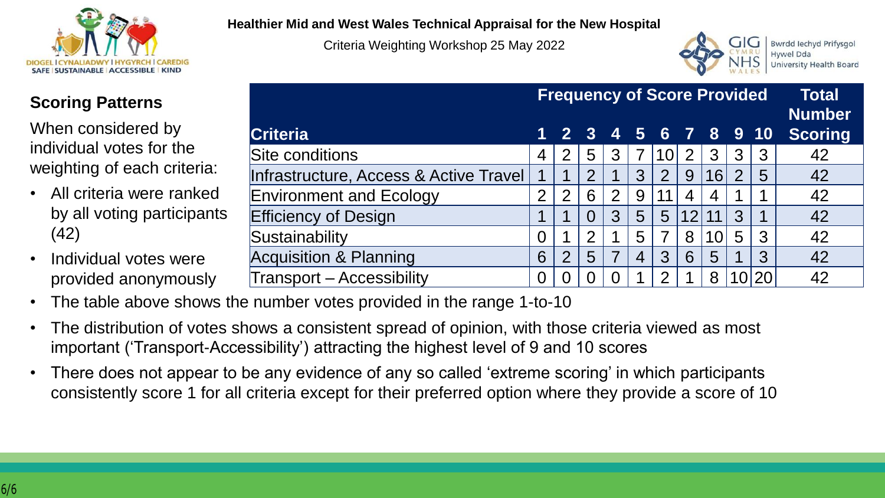Healthier Mid and West Wales Technical Appraisal for the New Hospital

Criteria Weighting Workshop 25 May 2022

## Scoring Patterns

When considered by individual votes for the weighting of each criteria:

- All criteria were ranked by all voting participants (42)
- Individual votes were provided anonymously

| | Frequency of Score Provided | | | | | | | | | | Total Number |
|---|---|---|---|---|---|---|---|---|---|---|---|
| Criteria | 1 | 2 | 3 | 4 | 5 | 6 | 7 | 8 | 9 | 10 | Scoring |
| Site conditions | 4 | 2 | 5 | 3 | 7 | 10 | 2 | 3 | 3 | 3 | 42 |
| Infrastructure, Access & Active Travel | 1 | 1 | 2 | 1 | 3 | 2 | 9 | 16 | 2 | 5 | 42 |
| Environment and Ecology | 2 | 2 | 6 | 2 | 9 | 11 | 4 | 4 | 1 | 1 | 42 |
| Efficiency of Design | 1 | 1 | 0 | 3 | 5 | 5 | 12 | 11 | 3 | 1 | 42 |
| Sustainability | 0 | 1 | 2 | 1 | 5 | 7 | 8 | 10 | 5 | 3 | 42 |
| Acquisition & Planning | 6 | 2 | 5 | 7 | 4 | 3 | 6 | 5 | 1 | 3 | 42 |
| Transport – Accessibility | 0 | 0 | 0 | 0 | 1 | 2 | 1 | 8 | 10 | 20 | 42 |

- The table above shows the number votes provided in the range 1-to-10
- The distribution of votes shows a consistent spread of opinion, with those criteria viewed as most important ('Transport-Accessibility') attracting the highest level of 9 and 10 scores
- There does not appear to be any evidence of any so called 'extreme scoring' in which participants consistently score 1 for all criteria except for their preferred option where they provide a score of 10